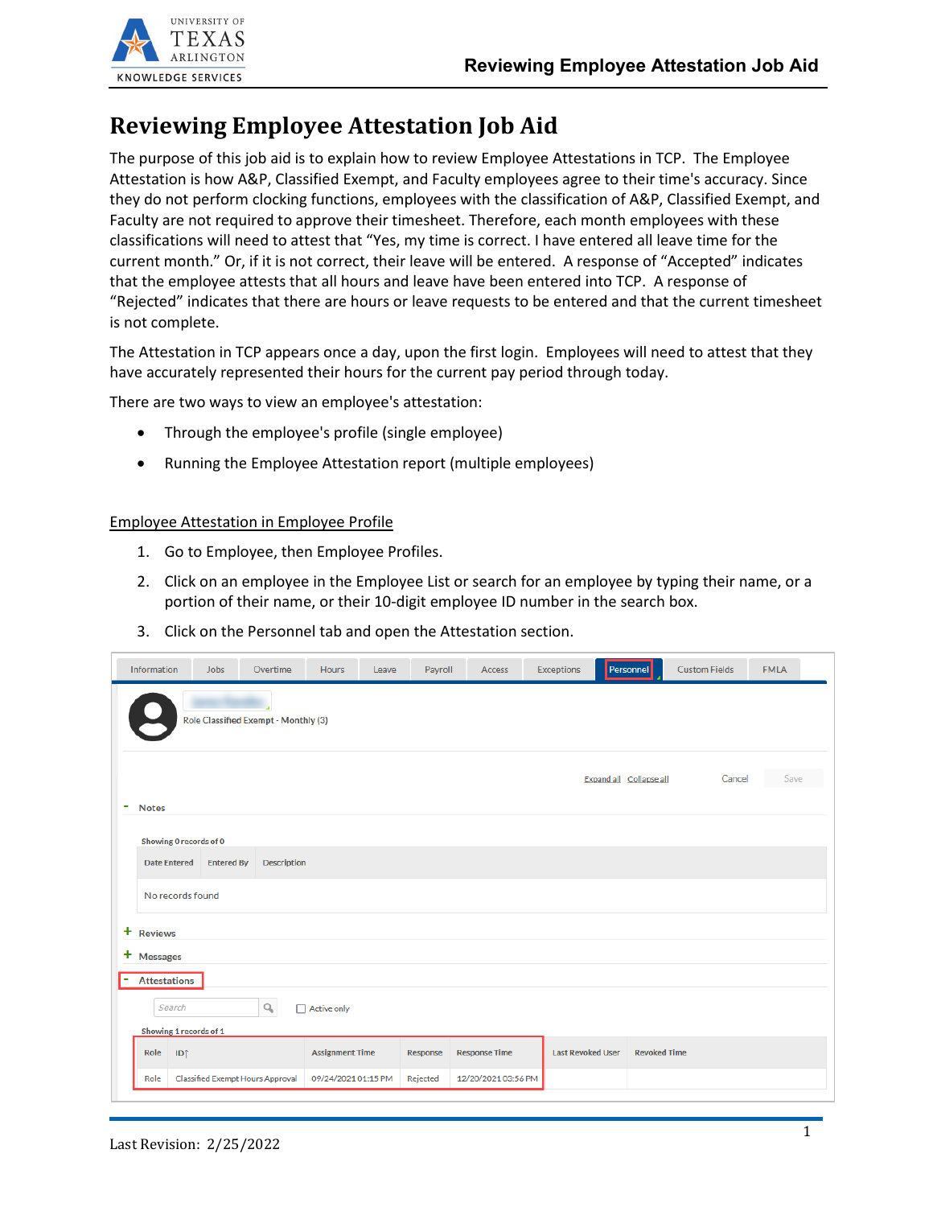# Reviewing Employee Attestation Job Aid

The purpose of this job aid is to explain how to review Employee Attestations in TCP. The Employee Attestation is how A&P, Classified Exempt, and Faculty employees agree to their time's accuracy. Since they do not perform clocking functions, employees with the classification of A&P, Classified Exempt, and Faculty are not required to approve their timesheet. Therefore, each month employees with these classifications will need to attest that "Yes, my time is correct. I have entered all leave time for the current month." Or, if it is not correct, their leave will be entered. A response of "Accepted" indicates that the employee attests that all hours and leave have been entered into TCP. A response of "Rejected" indicates that there are hours or leave requests to be entered and that the current timesheet is not complete.

The Attestation in TCP appears once a day, upon the first login. Employees will need to attest that they have accurately represented their hours for the current pay period through today.

There are two ways to view an employee's attestation:

- Through the employee's profile (single employee)
- Running the Employee Attestation report (multiple employees)

## Employee Attestation in Employee Profile

1. Go to Employee, then Employee Profiles.
2. Click on an employee in the Employee List or search for an employee by typing their name, or a portion of their name, or their 10-digit employee ID number in the search box.
3. Click on the Personnel tab and open the Attestation section.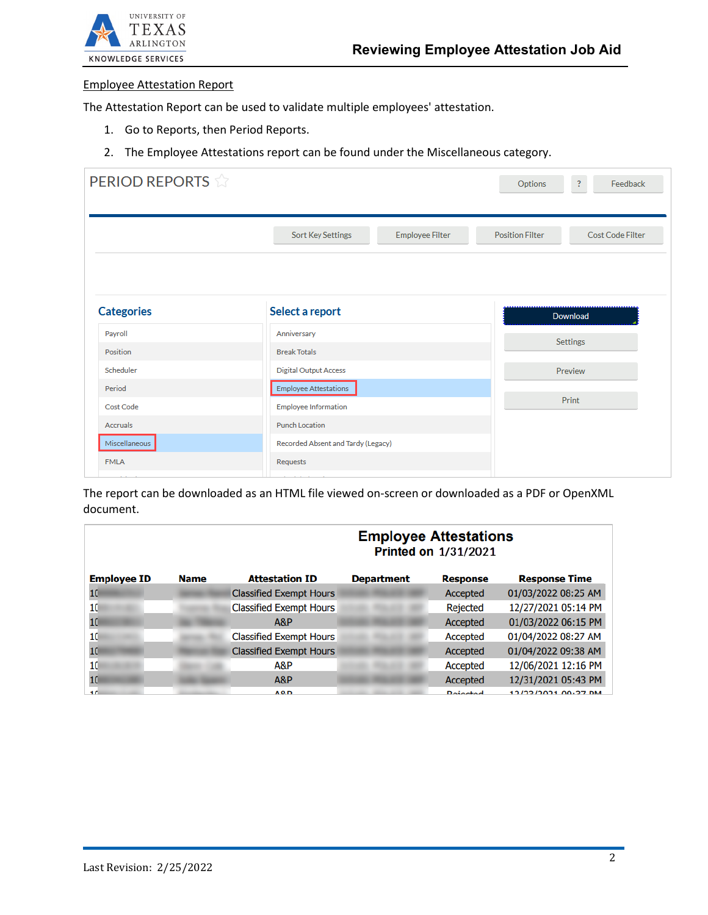## Employee Attestation Report

The Attestation Report can be used to validate multiple employees' attestation.

1. Go to Reports, then Period Reports.
2. The Employee Attestations report can be found under the Miscellaneous category.

The report can be downloaded as an HTML file viewed on-screen or downloaded as a PDF or OpenXML document.

**Employee Attestations**
**Printed on 1/31/2021**

| Employee ID | Name | Attestation ID | Department | Response | Response Time |
|---|---|---|---|---|---|
| 10 | | Classified Exempt Hours | | Accepted | 01/03/2022 08:25 AM |
| 10 | | Classified Exempt Hours | | Rejected | 12/27/2021 05:14 PM |
| 10 | | A&P | | Accepted | 01/03/2022 06:15 PM |
| 10 | | Classified Exempt Hours | | Accepted | 01/04/2022 08:27 AM |
| 10 | | Classified Exempt Hours | | Accepted | 01/04/2022 09:38 AM |
| 10 | | A&P | | Accepted | 12/06/2021 12:16 PM |
| 10 | | A&P | | Accepted | 12/31/2021 05:43 PM |